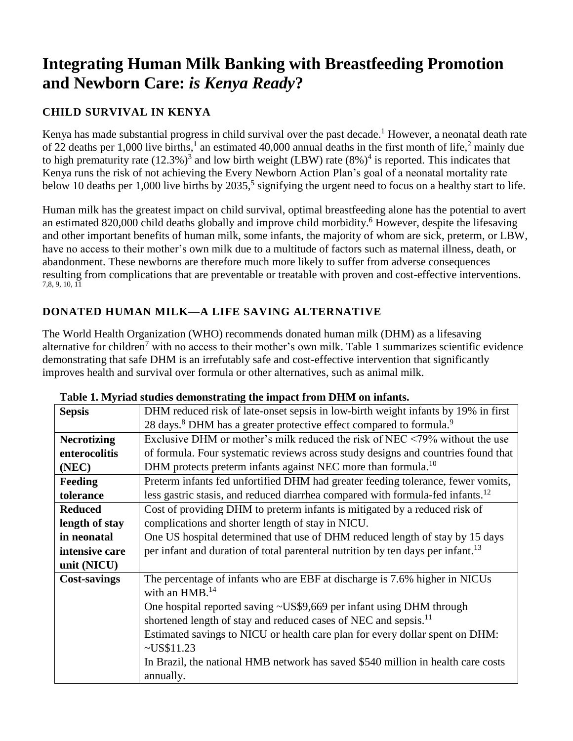# Integrating Human Milk Banking with Breastfeeding Promotion and Newborn Care: *is Kenya Ready*?

## CHILD SURVIVAL IN KENYA

Kenya has made substantial progress in child survival over the past decade.[1] However, a neonatal death rate of 22 deaths per 1,000 live births,[1] an estimated 40,000 annual deaths in the first month of life,[2] mainly due to high prematurity rate (12.3%)[3] and low birth weight (LBW) rate (8%)[4] is reported. This indicates that Kenya runs the risk of not achieving the Every Newborn Action Plan's goal of a neonatal mortality rate below 10 deaths per 1,000 live births by 2035,[5] signifying the urgent need to focus on a healthy start to life.

Human milk has the greatest impact on child survival, optimal breastfeeding alone has the potential to avert an estimated 820,000 child deaths globally and improve child morbidity.[6] However, despite the lifesaving and other important benefits of human milk, some infants, the majority of whom are sick, preterm, or LBW, have no access to their mother's own milk due to a multitude of factors such as maternal illness, death, or abandonment. These newborns are therefore much more likely to suffer from adverse consequences resulting from complications that are preventable or treatable with proven and cost-effective interventions.[7,8, 9, 10, 11]

## DONATED HUMAN MILK—A LIFE SAVING ALTERNATIVE

The World Health Organization (WHO) recommends donated human milk (DHM) as a lifesaving alternative for children[7] with no access to their mother's own milk. Table 1 summarizes scientific evidence demonstrating that safe DHM is an irrefutably safe and cost-effective intervention that significantly improves health and survival over formula or other alternatives, such as animal milk.

**Table 1. Myriad studies demonstrating the impact from DHM on infants.**

| | |
|---|---|
| **Sepsis** | DHM reduced risk of late-onset sepsis in low-birth weight infants by 19% in first 28 days.[8] DHM has a greater protective effect compared to formula.[9] |
| **Necrotizing enterocolitis (NEC)** | Exclusive DHM or mother's milk reduced the risk of NEC <79% without the use of formula. Four systematic reviews across study designs and countries found that DHM protects preterm infants against NEC more than formula.[10] |
| **Feeding tolerance** | Preterm infants fed unfortified DHM had greater feeding tolerance, fewer vomits, less gastric stasis, and reduced diarrhea compared with formula-fed infants.[12] |
| **Reduced length of stay in neonatal intensive care unit (NICU)** | Cost of providing DHM to preterm infants is mitigated by a reduced risk of complications and shorter length of stay in NICU. One US hospital determined that use of DHM reduced length of stay by 15 days per infant and duration of total parenteral nutrition by ten days per infant.[13] |
| **Cost-savings** | The percentage of infants who are EBF at discharge is 7.6% higher in NICUs with an HMB.[14] One hospital reported saving ~US$9,669 per infant using DHM through shortened length of stay and reduced cases of NEC and sepsis.[11] Estimated savings to NICU or health care plan for every dollar spent on DHM: ~US$11.23 In Brazil, the national HMB network has saved $540 million in health care costs annually. |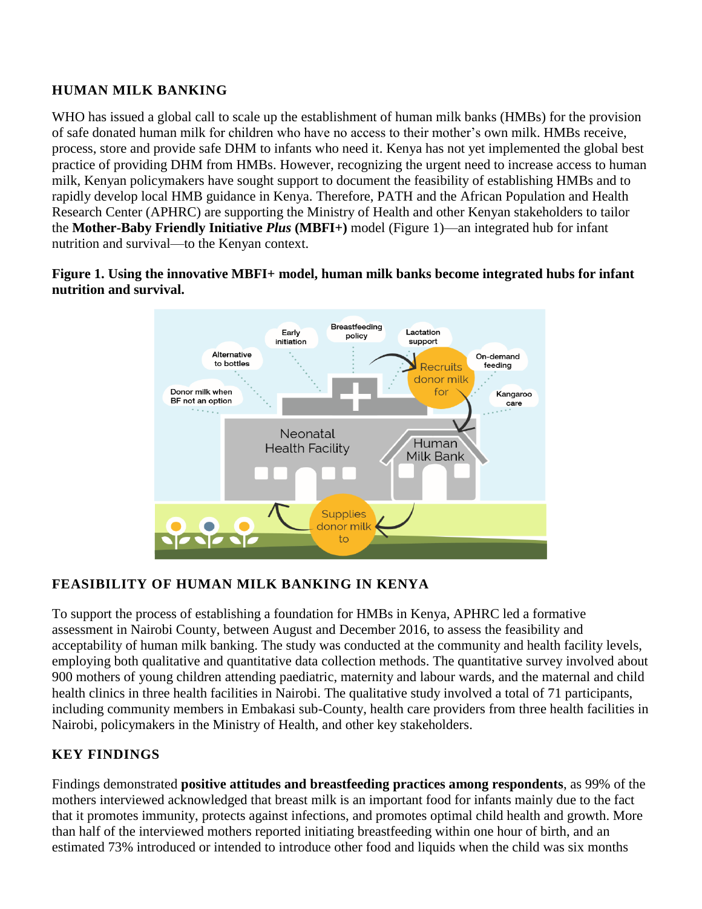## HUMAN MILK BANKING

WHO has issued a global call to scale up the establishment of human milk banks (HMBs) for the provision of safe donated human milk for children who have no access to their mother's own milk. HMBs receive, process, store and provide safe DHM to infants who need it. Kenya has not yet implemented the global best practice of providing DHM from HMBs. However, recognizing the urgent need to increase access to human milk, Kenyan policymakers have sought support to document the feasibility of establishing HMBs and to rapidly develop local HMB guidance in Kenya. Therefore, PATH and the African Population and Health Research Center (APHRC) are supporting the Ministry of Health and other Kenyan stakeholders to tailor the **Mother-Baby Friendly Initiative *Plus* (MBFI+)** model (Figure 1)—an integrated hub for infant nutrition and survival—to the Kenyan context.

**Figure 1. Using the innovative MBFI+ model, human milk banks become integrated hubs for infant nutrition and survival.**

## FEASIBILITY OF HUMAN MILK BANKING IN KENYA

To support the process of establishing a foundation for HMBs in Kenya, APHRC led a formative assessment in Nairobi County, between August and December 2016, to assess the feasibility and acceptability of human milk banking. The study was conducted at the community and health facility levels, employing both qualitative and quantitative data collection methods. The quantitative survey involved about 900 mothers of young children attending paediatric, maternity and labour wards, and the maternal and child health clinics in three health facilities in Nairobi. The qualitative study involved a total of 71 participants, including community members in Embakasi sub-County, health care providers from three health facilities in Nairobi, policymakers in the Ministry of Health, and other key stakeholders.

## KEY FINDINGS

Findings demonstrated **positive attitudes and breastfeeding practices among respondents**, as 99% of the mothers interviewed acknowledged that breast milk is an important food for infants mainly due to the fact that it promotes immunity, protects against infections, and promotes optimal child health and growth. More than half of the interviewed mothers reported initiating breastfeeding within one hour of birth, and an estimated 73% introduced or intended to introduce other food and liquids when the child was six months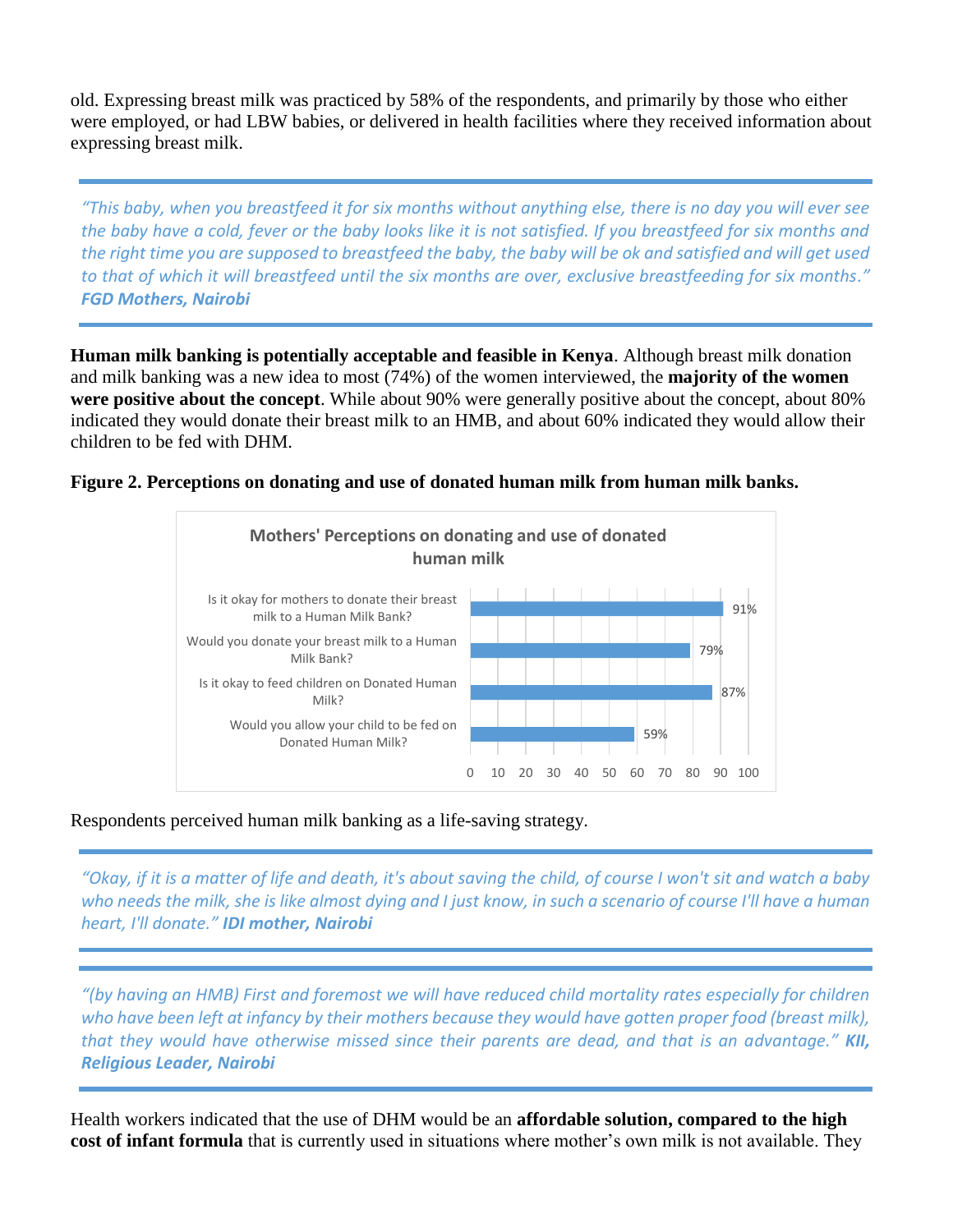old. Expressing breast milk was practiced by 58% of the respondents, and primarily by those who either were employed, or had LBW babies, or delivered in health facilities where they received information about expressing breast milk.

> *"This baby, when you breastfeed it for six months without anything else, there is no day you will ever see the baby have a cold, fever or the baby looks like it is not satisfied. If you breastfeed for six months and the right time you are supposed to breastfeed the baby, the baby will be ok and satisfied and will get used to that of which it will breastfeed until the six months are over, exclusive breastfeeding for six months."* ***FGD Mothers, Nairobi***

**Human milk banking is potentially acceptable and feasible in Kenya**. Although breast milk donation and milk banking was a new idea to most (74%) of the women interviewed, the **majority of the women were positive about the concept**. While about 90% were generally positive about the concept, about 80% indicated they would donate their breast milk to an HMB, and about 60% indicated they would allow their children to be fed with DHM.

**Figure 2. Perceptions on donating and use of donated human milk from human milk banks.**

Mothers' Perceptions on donating and use of donated human milk

| Question | % |
|---|---|
| Is it okay for mothers to donate their breast milk to a Human Milk Bank? | 91% |
| Would you donate your breast milk to a Human Milk Bank? | 79% |
| Is it okay to feed children on Donated Human Milk? | 87% |
| Would you allow your child to be fed on Donated Human Milk? | 59% |

Respondents perceived human milk banking as a life-saving strategy.

> *"Okay, if it is a matter of life and death, it's about saving the child, of course I won't sit and watch a baby who needs the milk, she is like almost dying and I just know, in such a scenario of course I'll have a human heart, I'll donate."* ***IDI mother, Nairobi***

> *"(by having an HMB) First and foremost we will have reduced child mortality rates especially for children who have been left at infancy by their mothers because they would have gotten proper food (breast milk), that they would have otherwise missed since their parents are dead, and that is an advantage."* ***KII, Religious Leader, Nairobi***

Health workers indicated that the use of DHM would be an **affordable solution, compared to the high cost of infant formula** that is currently used in situations where mother's own milk is not available. They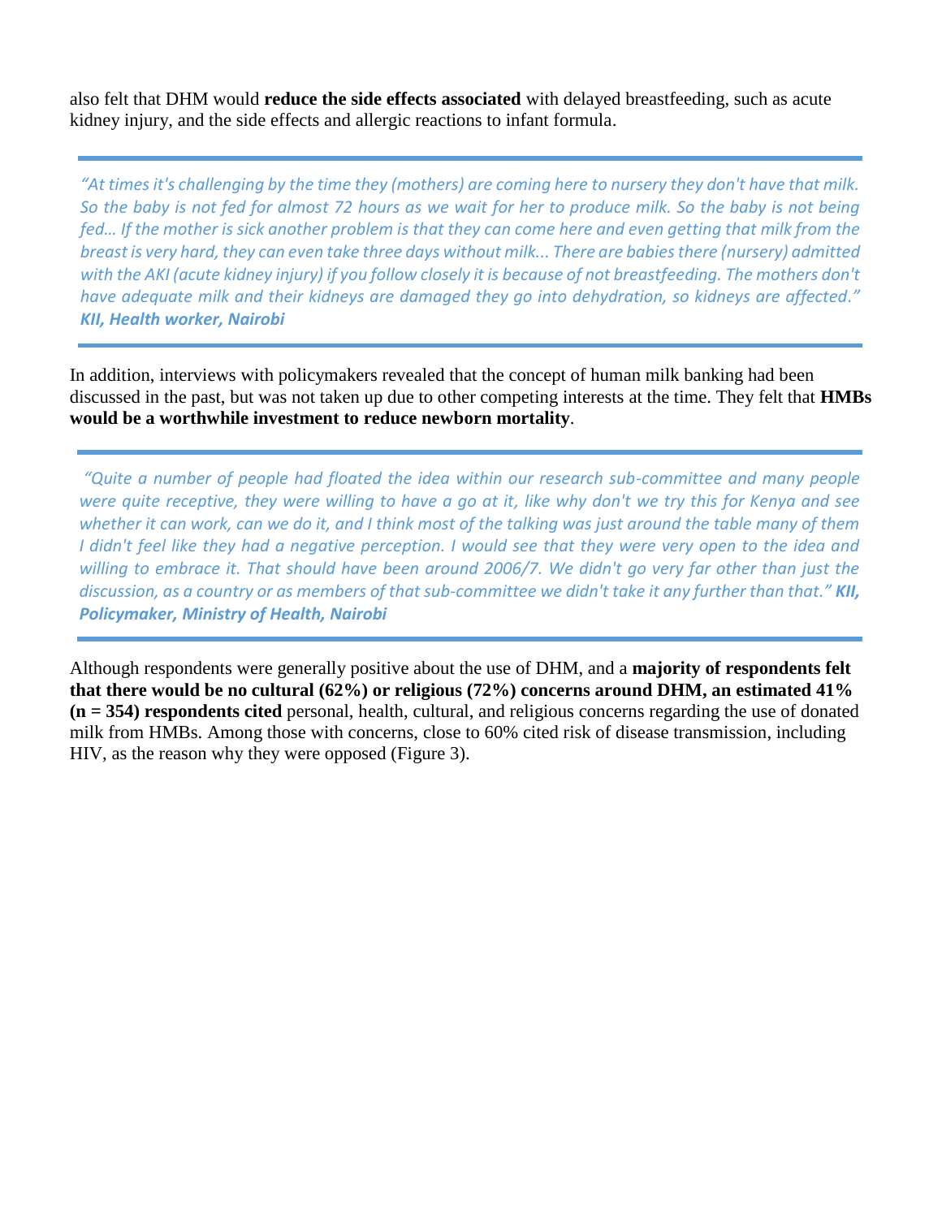also felt that DHM would **reduce the side effects associated** with delayed breastfeeding, such as acute kidney injury, and the side effects and allergic reactions to infant formula.

> *"At times it's challenging by the time they (mothers) are coming here to nursery they don't have that milk. So the baby is not fed for almost 72 hours as we wait for her to produce milk. So the baby is not being fed… If the mother is sick another problem is that they can come here and even getting that milk from the breast is very hard, they can even take three days without milk... There are babies there (nursery) admitted with the AKI (acute kidney injury) if you follow closely it is because of not breastfeeding. The mothers don't have adequate milk and their kidneys are damaged they go into dehydration, so kidneys are affected."* ***KII, Health worker, Nairobi***

In addition, interviews with policymakers revealed that the concept of human milk banking had been discussed in the past, but was not taken up due to other competing interests at the time. They felt that **HMBs would be a worthwhile investment to reduce newborn mortality**.

> *"Quite a number of people had floated the idea within our research sub-committee and many people were quite receptive, they were willing to have a go at it, like why don't we try this for Kenya and see whether it can work, can we do it, and I think most of the talking was just around the table many of them I didn't feel like they had a negative perception. I would see that they were very open to the idea and willing to embrace it. That should have been around 2006/7. We didn't go very far other than just the discussion, as a country or as members of that sub-committee we didn't take it any further than that."* ***KII, Policymaker, Ministry of Health, Nairobi***

Although respondents were generally positive about the use of DHM, and a **majority of respondents felt that there would be no cultural (62%) or religious (72%) concerns around DHM, an estimated 41% (n = 354) respondents cited** personal, health, cultural, and religious concerns regarding the use of donated milk from HMBs. Among those with concerns, close to 60% cited risk of disease transmission, including HIV, as the reason why they were opposed (Figure 3).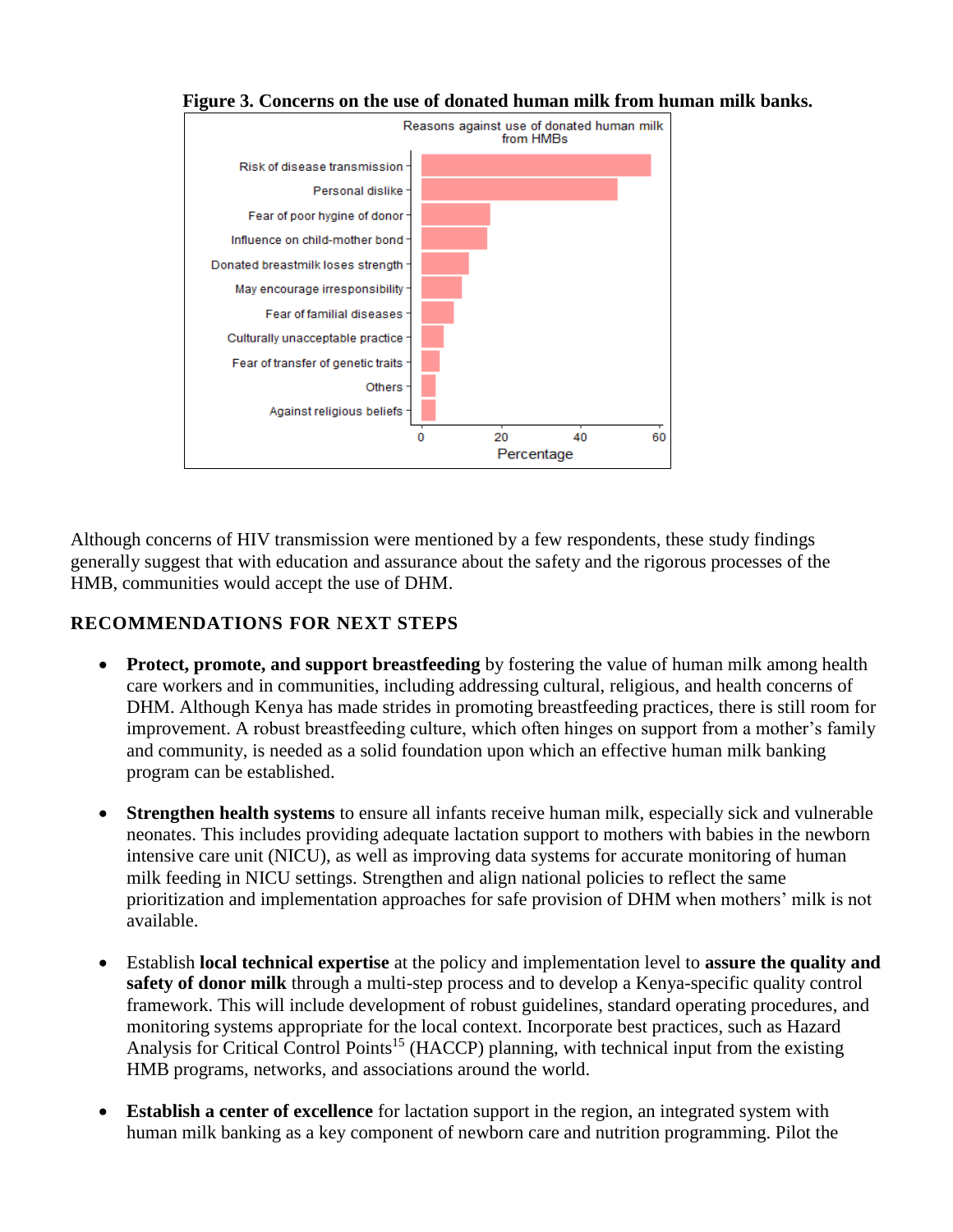**Figure 3. Concerns on the use of donated human milk from human milk banks.**

Although concerns of HIV transmission were mentioned by a few respondents, these study findings generally suggest that with education and assurance about the safety and the rigorous processes of the HMB, communities would accept the use of DHM.

## RECOMMENDATIONS FOR NEXT STEPS

- **Protect, promote, and support breastfeeding** by fostering the value of human milk among health care workers and in communities, including addressing cultural, religious, and health concerns of DHM. Although Kenya has made strides in promoting breastfeeding practices, there is still room for improvement. A robust breastfeeding culture, which often hinges on support from a mother's family and community, is needed as a solid foundation upon which an effective human milk banking program can be established.

- **Strengthen health systems** to ensure all infants receive human milk, especially sick and vulnerable neonates. This includes providing adequate lactation support to mothers with babies in the newborn intensive care unit (NICU), as well as improving data systems for accurate monitoring of human milk feeding in NICU settings. Strengthen and align national policies to reflect the same prioritization and implementation approaches for safe provision of DHM when mothers' milk is not available.

- Establish **local technical expertise** at the policy and implementation level to **assure the quality and safety of donor milk** through a multi-step process and to develop a Kenya-specific quality control framework. This will include development of robust guidelines, standard operating procedures, and monitoring systems appropriate for the local context. Incorporate best practices, such as Hazard Analysis for Critical Control Points[15] (HACCP) planning, with technical input from the existing HMB programs, networks, and associations around the world.

- **Establish a center of excellence** for lactation support in the region, an integrated system with human milk banking as a key component of newborn care and nutrition programming. Pilot the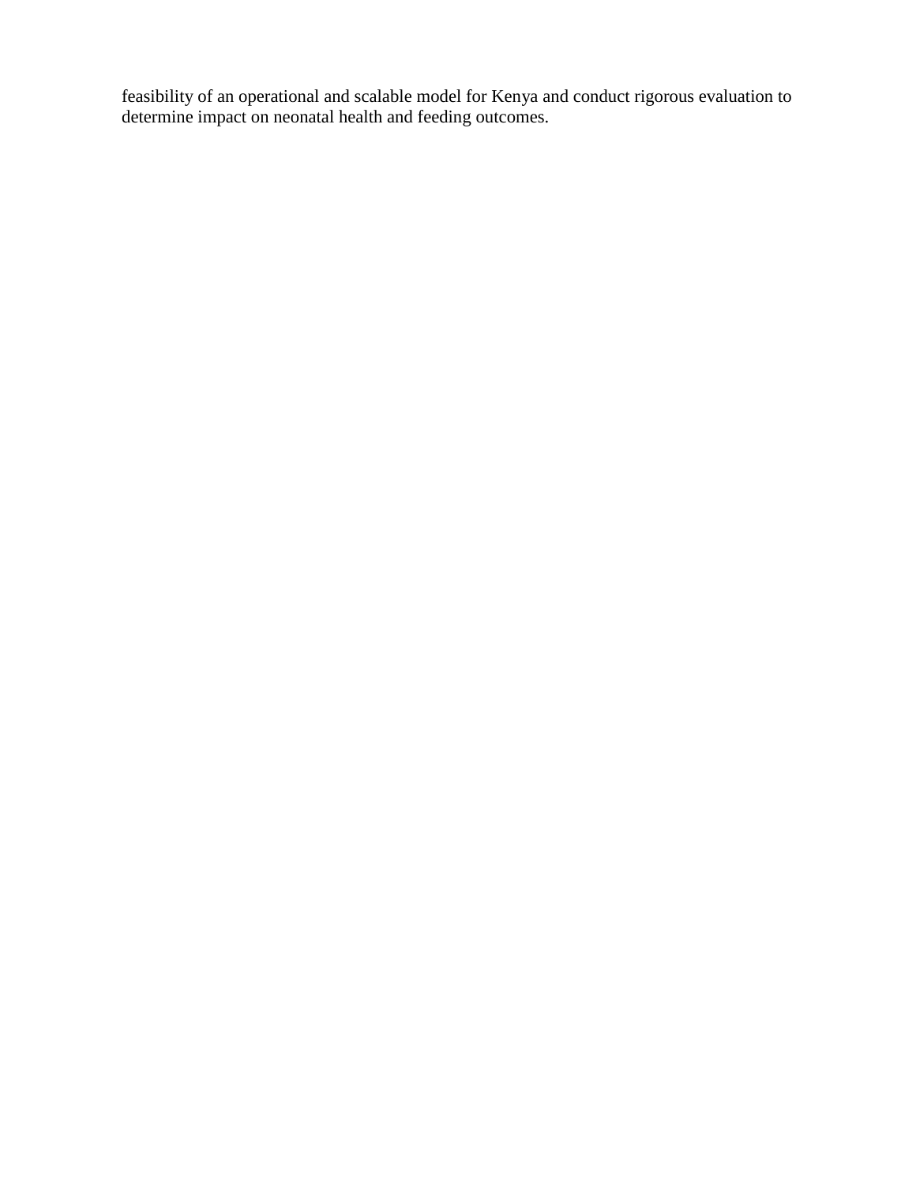feasibility of an operational and scalable model for Kenya and conduct rigorous evaluation to determine impact on neonatal health and feeding outcomes.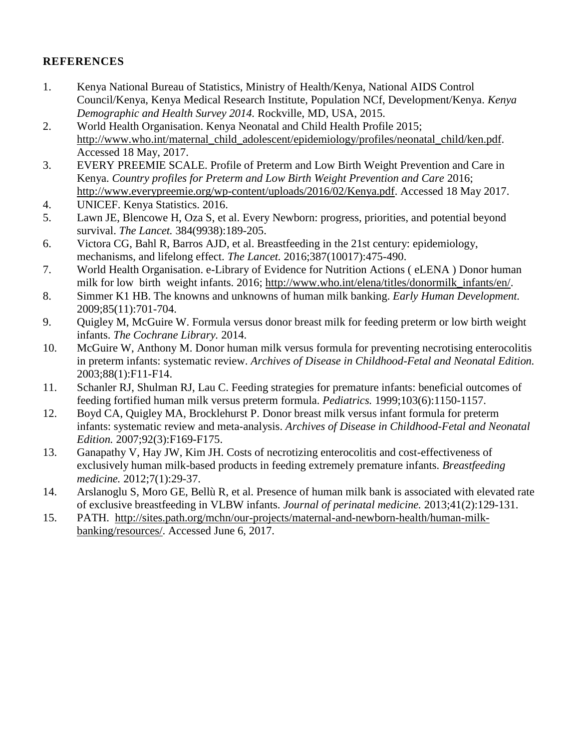## REFERENCES

1. Kenya National Bureau of Statistics, Ministry of Health/Kenya, National AIDS Control Council/Kenya, Kenya Medical Research Institute, Population NCf, Development/Kenya. *Kenya Demographic and Health Survey 2014.* Rockville, MD, USA, 2015.
2. World Health Organisation. Kenya Neonatal and Child Health Profile 2015; http://www.who.int/maternal_child_adolescent/epidemiology/profiles/neonatal_child/ken.pdf. Accessed 18 May, 2017.
3. EVERY PREEMIE SCALE. Profile of Preterm and Low Birth Weight Prevention and Care in Kenya. *Country profiles for Preterm and Low Birth Weight Prevention and Care* 2016; http://www.everypreemie.org/wp-content/uploads/2016/02/Kenya.pdf. Accessed 18 May 2017.
4. UNICEF. Kenya Statistics. 2016.
5. Lawn JE, Blencowe H, Oza S, et al. Every Newborn: progress, priorities, and potential beyond survival. *The Lancet.* 384(9938):189-205.
6. Victora CG, Bahl R, Barros AJD, et al. Breastfeeding in the 21st century: epidemiology, mechanisms, and lifelong effect. *The Lancet.* 2016;387(10017):475-490.
7. World Health Organisation. e-Library of Evidence for Nutrition Actions ( eLENA ) Donor human milk for low birth weight infants. 2016; http://www.who.int/elena/titles/donormilk_infants/en/.
8. Simmer K1 HB. The knowns and unknowns of human milk banking. *Early Human Development.* 2009;85(11):701-704.
9. Quigley M, McGuire W. Formula versus donor breast milk for feeding preterm or low birth weight infants. *The Cochrane Library.* 2014.
10. McGuire W, Anthony M. Donor human milk versus formula for preventing necrotising enterocolitis in preterm infants: systematic review. *Archives of Disease in Childhood-Fetal and Neonatal Edition.* 2003;88(1):F11-F14.
11. Schanler RJ, Shulman RJ, Lau C. Feeding strategies for premature infants: beneficial outcomes of feeding fortified human milk versus preterm formula. *Pediatrics.* 1999;103(6):1150-1157.
12. Boyd CA, Quigley MA, Brocklehurst P. Donor breast milk versus infant formula for preterm infants: systematic review and meta-analysis. *Archives of Disease in Childhood-Fetal and Neonatal Edition.* 2007;92(3):F169-F175.
13. Ganapathy V, Hay JW, Kim JH. Costs of necrotizing enterocolitis and cost-effectiveness of exclusively human milk-based products in feeding extremely premature infants. *Breastfeeding medicine.* 2012;7(1):29-37.
14. Arslanoglu S, Moro GE, Bellù R, et al. Presence of human milk bank is associated with elevated rate of exclusive breastfeeding in VLBW infants. *Journal of perinatal medicine.* 2013;41(2):129-131.
15. PATH. http://sites.path.org/mchn/our-projects/maternal-and-newborn-health/human-milk-banking/resources/. Accessed June 6, 2017.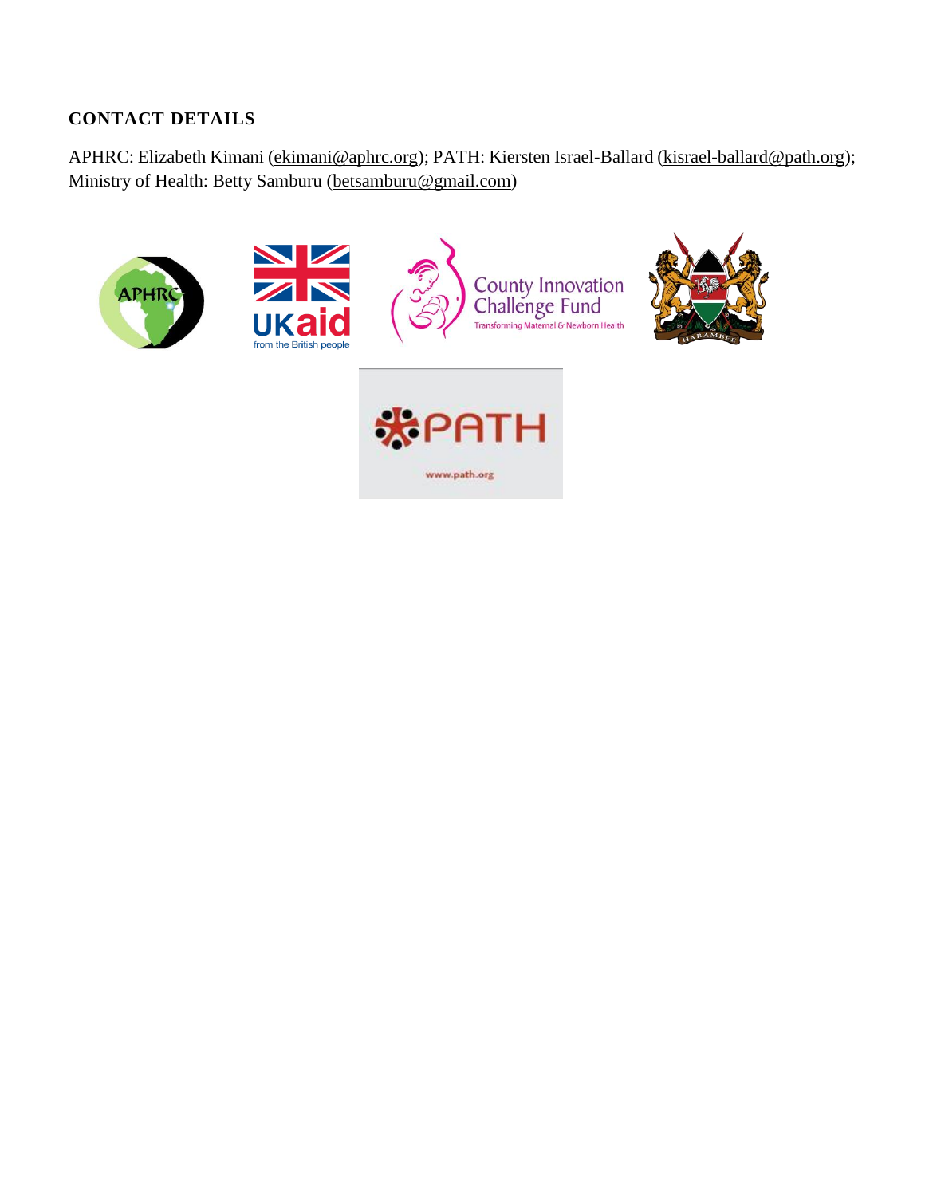## CONTACT DETAILS

APHRC: Elizabeth Kimani (ekimani@aphrc.org); PATH: Kiersten Israel-Ballard (kisrael-ballard@path.org); Ministry of Health: Betty Samburu (betsamburu@gmail.com)